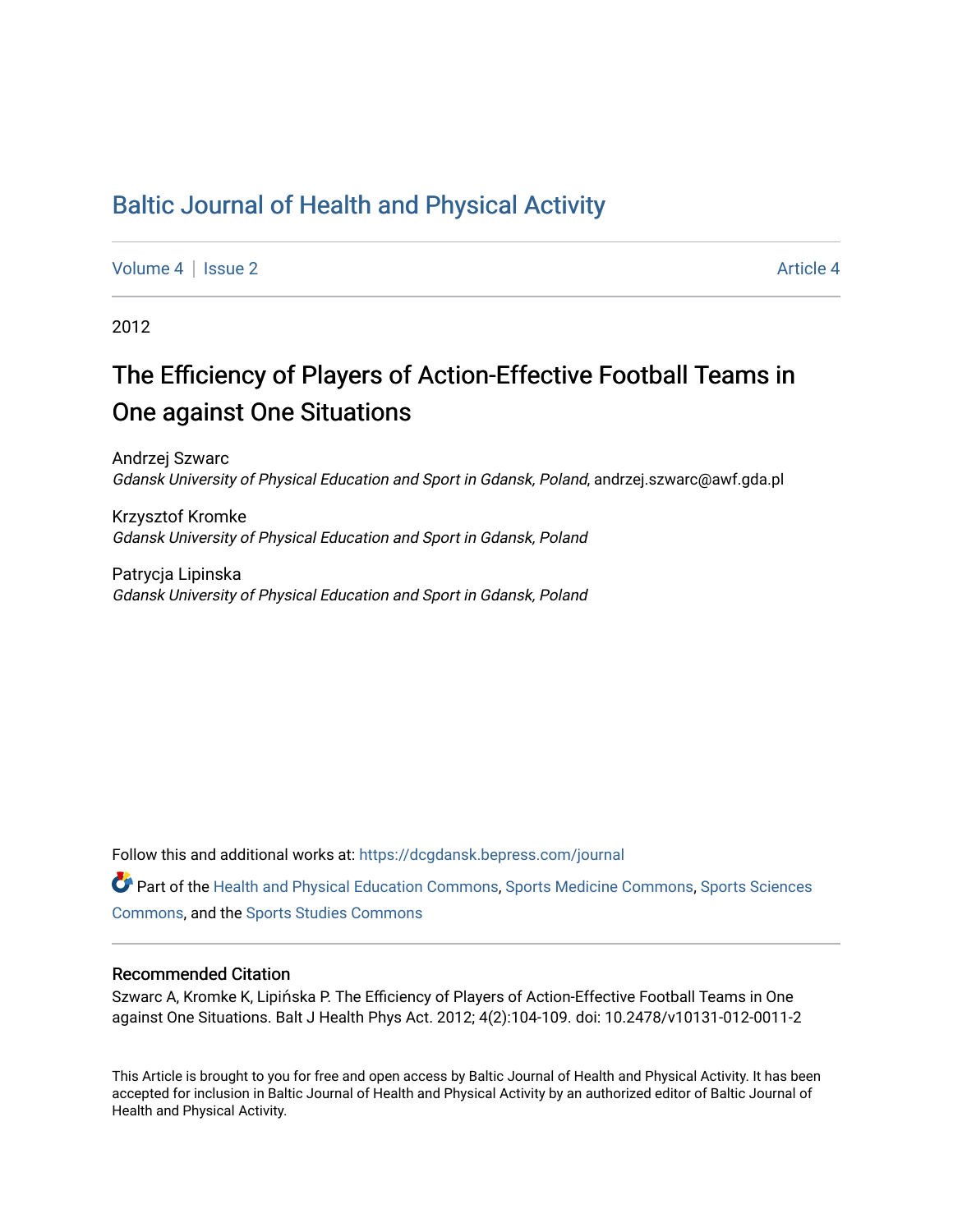# Baltic Journal of Health and Physical Activity

Volume 4 | Issue 2 | Article 4

2012

## The Efficiency of Players of Action-Effective Football Teams in One against One Situations

Andrzej Szwarc
*Gdansk University of Physical Education and Sport in Gdansk, Poland*, andrzej.szwarc@awf.gda.pl

Krzysztof Kromke
*Gdansk University of Physical Education and Sport in Gdansk, Poland*

Patrycja Lipinska
*Gdansk University of Physical Education and Sport in Gdansk, Poland*

Follow this and additional works at: https://dcgdansk.bepress.com/journal

Part of the Health and Physical Education Commons, Sports Medicine Commons, Sports Sciences Commons, and the Sports Studies Commons

### Recommended Citation

Szwarc A, Kromke K, Lipińska P. The Efficiency of Players of Action-Effective Football Teams in One against One Situations. Balt J Health Phys Act. 2012; 4(2):104-109. doi: 10.2478/v10131-012-0011-2

This Article is brought to you for free and open access by Baltic Journal of Health and Physical Activity. It has been accepted for inclusion in Baltic Journal of Health and Physical Activity by an authorized editor of Baltic Journal of Health and Physical Activity.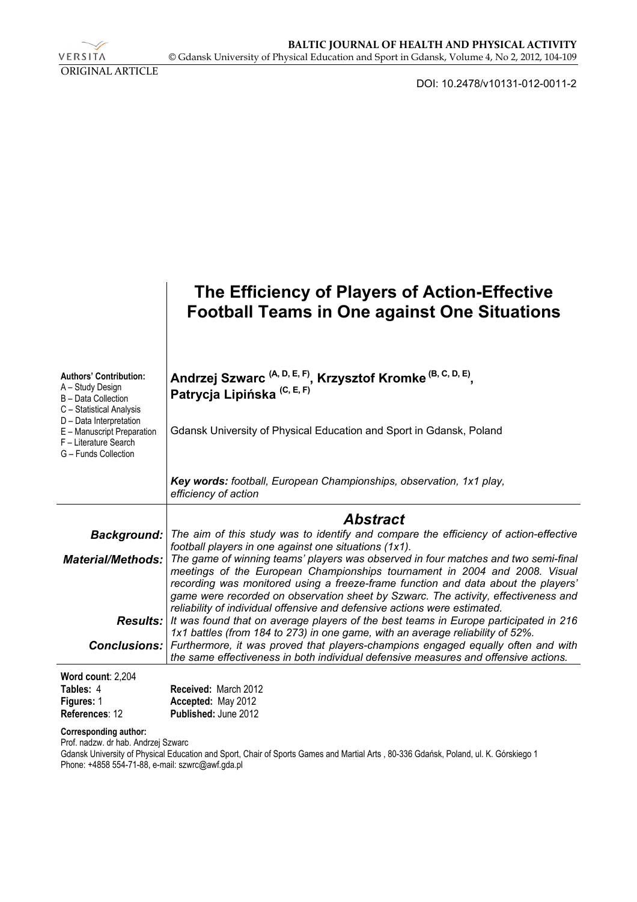VERSITA

ORIGINAL ARTICLE

DOI: 10.2478/v10131-012-0011-2

# The Efficiency of Players of Action-Effective Football Teams in One against One Situations

**Authors' Contribution:**
A – Study Design
B – Data Collection
C – Statistical Analysis
D – Data Interpretation
E – Manuscript Preparation
F – Literature Search
G – Funds Collection

**Andrzej Szwarc (A, D, E, F), Krzysztof Kromke (B, C, D, E), Patrycja Lipińska (C, E, F)**

Gdansk University of Physical Education and Sport in Gdansk, Poland

***Key words:** football, European Championships, observation, 1x1 play, efficiency of action*

## *Abstract*

***Background:*** *The aim of this study was to identify and compare the efficiency of action-effective football players in one against one situations (1x1).*

***Material/Methods:*** *The game of winning teams' players was observed in four matches and two semi-final meetings of the European Championships tournament in 2004 and 2008. Visual recording was monitored using a freeze-frame function and data about the players' game were recorded on observation sheet by Szwarc. The activity, effectiveness and reliability of individual offensive and defensive actions were estimated.*

***Results:*** *It was found that on average players of the best teams in Europe participated in 216 1x1 battles (from 184 to 273) in one game, with an average reliability of 52%.*

***Conclusions:*** *Furthermore, it was proved that players-champions engaged equally often and with the same effectiveness in both individual defensive measures and offensive actions.*

**Word count**: 2,204
**Tables:** 4
**Figures:** 1
**References**: 12

**Received:** March 2012
**Accepted:** May 2012
**Published:** June 2012

**Corresponding author:**
Prof. nadzw. dr hab. Andrzej Szwarc
Gdansk University of Physical Education and Sport, Chair of Sports Games and Martial Arts , 80-336 Gdańsk, Poland, ul. K. Górskiego 1
Phone: +4858 554-71-88, e-mail: szwrc@awf.gda.pl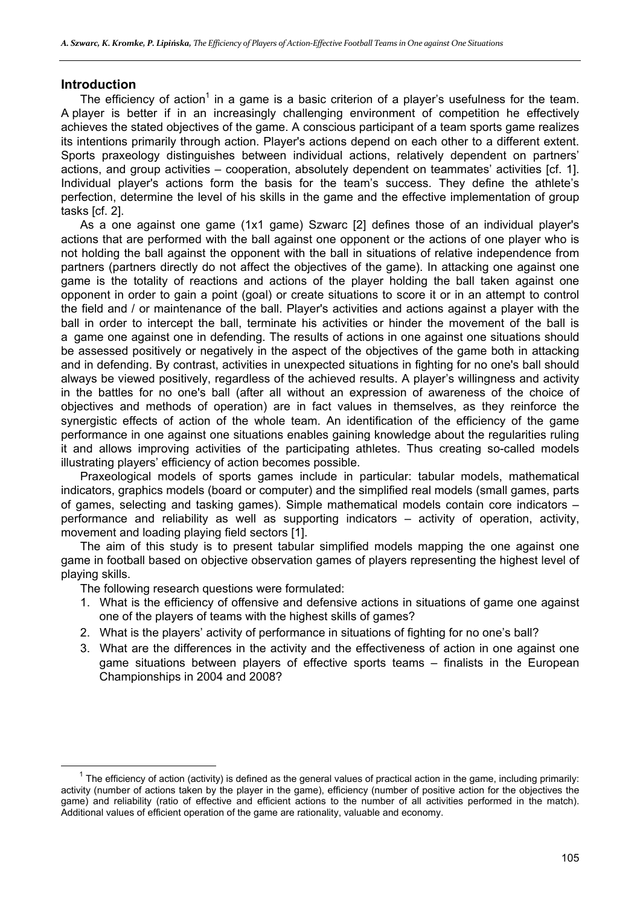## Introduction

The efficiency of action[1] in a game is a basic criterion of a player's usefulness for the team. A player is better if in an increasingly challenging environment of competition he effectively achieves the stated objectives of the game. A conscious participant of a team sports game realizes its intentions primarily through action. Player's actions depend on each other to a different extent. Sports praxeology distinguishes between individual actions, relatively dependent on partners' actions, and group activities – cooperation, absolutely dependent on teammates' activities [cf. 1]. Individual player's actions form the basis for the team's success. They define the athlete's perfection, determine the level of his skills in the game and the effective implementation of group tasks [cf. 2].

As a one against one game (1x1 game) Szwarc [2] defines those of an individual player's actions that are performed with the ball against one opponent or the actions of one player who is not holding the ball against the opponent with the ball in situations of relative independence from partners (partners directly do not affect the objectives of the game). In attacking one against one game is the totality of reactions and actions of the player holding the ball taken against one opponent in order to gain a point (goal) or create situations to score it or in an attempt to control the field and / or maintenance of the ball. Player's activities and actions against a player with the ball in order to intercept the ball, terminate his activities or hinder the movement of the ball is a game one against one in defending. The results of actions in one against one situations should be assessed positively or negatively in the aspect of the objectives of the game both in attacking and in defending. By contrast, activities in unexpected situations in fighting for no one's ball should always be viewed positively, regardless of the achieved results. A player's willingness and activity in the battles for no one's ball (after all without an expression of awareness of the choice of objectives and methods of operation) are in fact values in themselves, as they reinforce the synergistic effects of action of the whole team. An identification of the efficiency of the game performance in one against one situations enables gaining knowledge about the regularities ruling it and allows improving activities of the participating athletes. Thus creating so-called models illustrating players' efficiency of action becomes possible.

Praxeological models of sports games include in particular: tabular models, mathematical indicators, graphics models (board or computer) and the simplified real models (small games, parts of games, selecting and tasking games). Simple mathematical models contain core indicators – performance and reliability as well as supporting indicators – activity of operation, activity, movement and loading playing field sectors [1].

The aim of this study is to present tabular simplified models mapping the one against one game in football based on objective observation games of players representing the highest level of playing skills.

The following research questions were formulated:

1. What is the efficiency of offensive and defensive actions in situations of game one against one of the players of teams with the highest skills of games?
2. What is the players' activity of performance in situations of fighting for no one's ball?
3. What are the differences in the activity and the effectiveness of action in one against one game situations between players of effective sports teams – finalists in the European Championships in 2004 and 2008?

---

[1] The efficiency of action (activity) is defined as the general values of practical action in the game, including primarily: activity (number of actions taken by the player in the game), efficiency (number of positive action for the objectives the game) and reliability (ratio of effective and efficient actions to the number of all activities performed in the match). Additional values of efficient operation of the game are rationality, valuable and economy.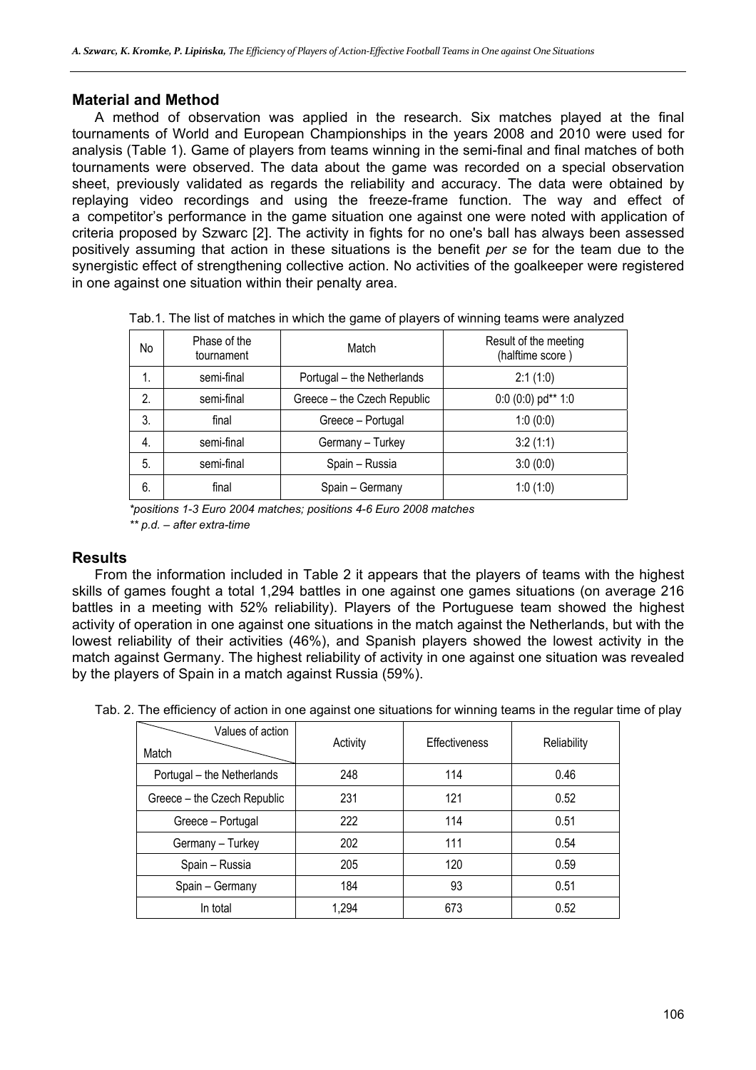## Material and Method

A method of observation was applied in the research. Six matches played at the final tournaments of World and European Championships in the years 2008 and 2010 were used for analysis (Table 1). Game of players from teams winning in the semi-final and final matches of both tournaments were observed. The data about the game was recorded on a special observation sheet, previously validated as regards the reliability and accuracy. The data were obtained by replaying video recordings and using the freeze-frame function. The way and effect of a competitor's performance in the game situation one against one were noted with application of criteria proposed by Szwarc [2]. The activity in fights for no one's ball has always been assessed positively assuming that action in these situations is the benefit *per se* for the team due to the synergistic effect of strengthening collective action. No activities of the goalkeeper were registered in one against one situation within their penalty area.

Tab.1. The list of matches in which the game of players of winning teams were analyzed

| No | Phase of the tournament | Match | Result of the meeting (halftime score ) |
|---|---|---|---|
| 1. | semi-final | Portugal – the Netherlands | 2:1 (1:0) |
| 2. | semi-final | Greece – the Czech Republic | 0:0 (0:0) pd** 1:0 |
| 3. | final | Greece – Portugal | 1:0 (0:0) |
| 4. | semi-final | Germany – Turkey | 3:2 (1:1) |
| 5. | semi-final | Spain – Russia | 3:0 (0:0) |
| 6. | final | Spain – Germany | 1:0 (1:0) |

*\*positions 1-3 Euro 2004 matches; positions 4-6 Euro 2008 matches*

*\*\* p.d. – after extra-time*

## Results

From the information included in Table 2 it appears that the players of teams with the highest skills of games fought a total 1,294 battles in one against one games situations (on average 216 battles in a meeting with 52% reliability). Players of the Portuguese team showed the highest activity of operation in one against one situations in the match against the Netherlands, but with the lowest reliability of their activities (46%), and Spanish players showed the lowest activity in the match against Germany. The highest reliability of activity in one against one situation was revealed by the players of Spain in a match against Russia (59%).

Tab. 2. The efficiency of action in one against one situations for winning teams in the regular time of play

| Values of action / Match | Activity | Effectiveness | Reliability |
|---|---|---|---|
| Portugal – the Netherlands | 248 | 114 | 0.46 |
| Greece – the Czech Republic | 231 | 121 | 0.52 |
| Greece – Portugal | 222 | 114 | 0.51 |
| Germany – Turkey | 202 | 111 | 0.54 |
| Spain – Russia | 205 | 120 | 0.59 |
| Spain – Germany | 184 | 93 | 0.51 |
| In total | 1,294 | 673 | 0.52 |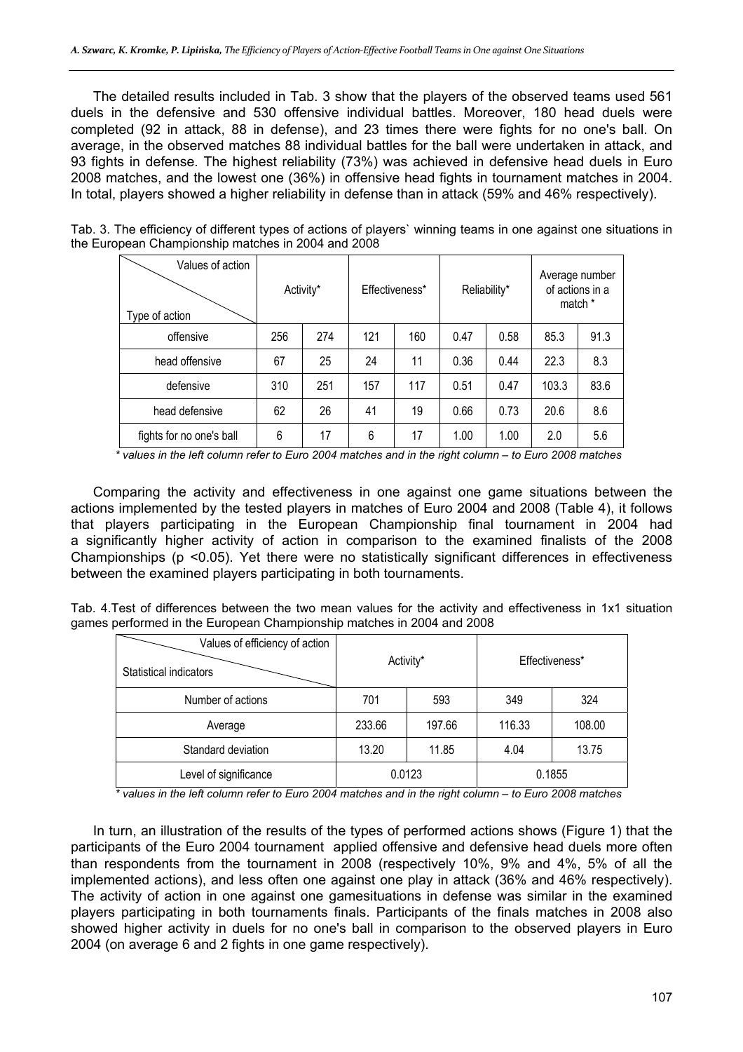The detailed results included in Tab. 3 show that the players of the observed teams used 561 duels in the defensive and 530 offensive individual battles. Moreover, 180 head duels were completed (92 in attack, 88 in defense), and 23 times there were fights for no one's ball. On average, in the observed matches 88 individual battles for the ball were undertaken in attack, and 93 fights in defense. The highest reliability (73%) was achieved in defensive head duels in Euro 2008 matches, and the lowest one (36%) in offensive head fights in tournament matches in 2004. In total, players showed a higher reliability in defense than in attack (59% and 46% respectively).

Tab. 3. The efficiency of different types of actions of players` winning teams in one against one situations in the European Championship matches in 2004 and 2008

| Values of action / Type of action | Activity* | | Effectiveness* | | Reliability* | | Average number of actions in a match * | |
|---|---|---|---|---|---|---|---|---|
| offensive | 256 | 274 | 121 | 160 | 0.47 | 0.58 | 85.3 | 91.3 |
| head offensive | 67 | 25 | 24 | 11 | 0.36 | 0.44 | 22.3 | 8.3 |
| defensive | 310 | 251 | 157 | 117 | 0.51 | 0.47 | 103.3 | 83.6 |
| head defensive | 62 | 26 | 41 | 19 | 0.66 | 0.73 | 20.6 | 8.6 |
| fights for no one's ball | 6 | 17 | 6 | 17 | 1.00 | 1.00 | 2.0 | 5.6 |

*\* values in the left column refer to Euro 2004 matches and in the right column – to Euro 2008 matches*

Comparing the activity and effectiveness in one against one game situations between the actions implemented by the tested players in matches of Euro 2004 and 2008 (Table 4), it follows that players participating in the European Championship final tournament in 2004 had a significantly higher activity of action in comparison to the examined finalists of the 2008 Championships ($p < 0.05$). Yet there were no statistically significant differences in effectiveness between the examined players participating in both tournaments.

Tab. 4.Test of differences between the two mean values for the activity and effectiveness in 1x1 situation games performed in the European Championship matches in 2004 and 2008

| Values of efficiency of action / Statistical indicators | Activity* | | Effectiveness* | |
|---|---|---|---|---|
| Number of actions | 701 | 593 | 349 | 324 |
| Average | 233.66 | 197.66 | 116.33 | 108.00 |
| Standard deviation | 13.20 | 11.85 | 4.04 | 13.75 |
| Level of significance | 0.0123 | | 0.1855 | |

*\* values in the left column refer to Euro 2004 matches and in the right column – to Euro 2008 matches*

In turn, an illustration of the results of the types of performed actions shows (Figure 1) that the participants of the Euro 2004 tournament applied offensive and defensive head duels more often than respondents from the tournament in 2008 (respectively 10%, 9% and 4%, 5% of all the implemented actions), and less often one against one play in attack (36% and 46% respectively). The activity of action in one against one gamesituations in defense was similar in the examined players participating in both tournaments finals. Participants of the finals matches in 2008 also showed higher activity in duels for no one's ball in comparison to the observed players in Euro 2004 (on average 6 and 2 fights in one game respectively).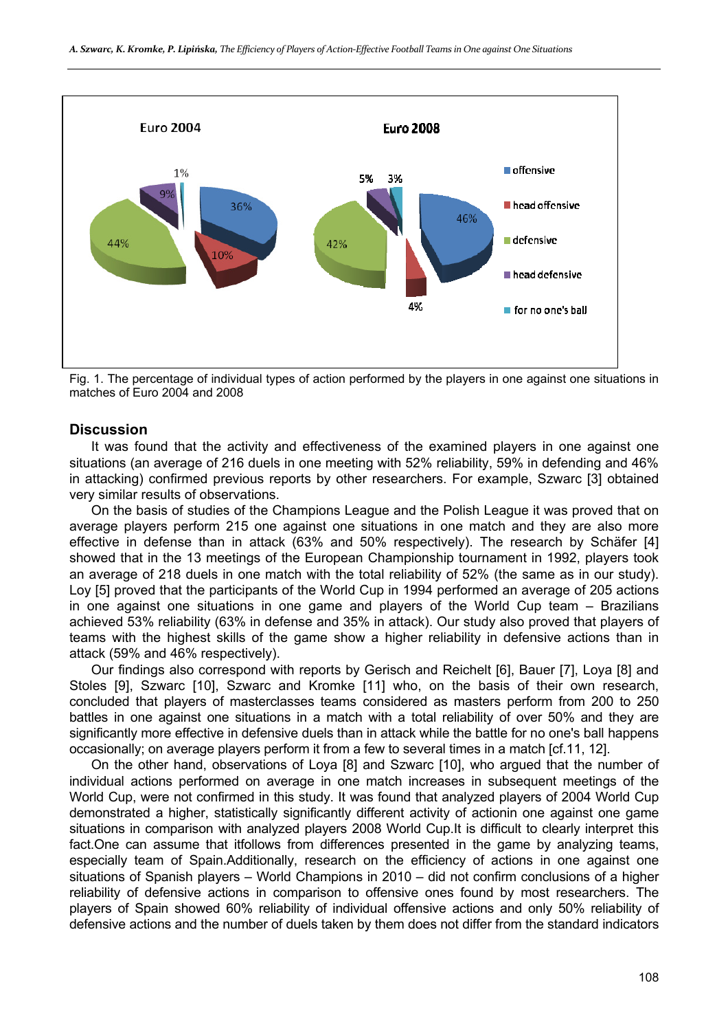Euro 2004

Euro 2008

1%

9%

36%

44%

10%

5%

3%

46%

42%

4%

offensive

head offensive

defensive

head defensive

for no one's ball

Fig. 1. The percentage of individual types of action performed by the players in one against one situations in matches of Euro 2004 and 2008

## Discussion

It was found that the activity and effectiveness of the examined players in one against one situations (an average of 216 duels in one meeting with 52% reliability, 59% in defending and 46% in attacking) confirmed previous reports by other researchers. For example, Szwarc [3] obtained very similar results of observations.

On the basis of studies of the Champions League and the Polish League it was proved that on average players perform 215 one against one situations in one match and they are also more effective in defense than in attack (63% and 50% respectively). The research by Schäfer [4] showed that in the 13 meetings of the European Championship tournament in 1992, players took an average of 218 duels in one match with the total reliability of 52% (the same as in our study). Loy [5] proved that the participants of the World Cup in 1994 performed an average of 205 actions in one against one situations in one game and players of the World Cup team – Brazilians achieved 53% reliability (63% in defense and 35% in attack). Our study also proved that players of teams with the highest skills of the game show a higher reliability in defensive actions than in attack (59% and 46% respectively).

Our findings also correspond with reports by Gerisch and Reichelt [6], Bauer [7], Loya [8] and Stoles [9], Szwarc [10], Szwarc and Kromke [11] who, on the basis of their own research, concluded that players of masterclasses teams considered as masters perform from 200 to 250 battles in one against one situations in a match with a total reliability of over 50% and they are significantly more effective in defensive duels than in attack while the battle for no one's ball happens occasionally; on average players perform it from a few to several times in a match [cf.11, 12].

On the other hand, observations of Loya [8] and Szwarc [10], who argued that the number of individual actions performed on average in one match increases in subsequent meetings of the World Cup, were not confirmed in this study. It was found that analyzed players of 2004 World Cup demonstrated a higher, statistically significantly different activity of actionin one against one game situations in comparison with analyzed players 2008 World Cup.It is difficult to clearly interpret this fact.One can assume that itfollows from differences presented in the game by analyzing teams, especially team of Spain.Additionally, research on the efficiency of actions in one against one situations of Spanish players – World Champions in 2010 – did not confirm conclusions of a higher reliability of defensive actions in comparison to offensive ones found by most researchers. The players of Spain showed 60% reliability of individual offensive actions and only 50% reliability of defensive actions and the number of duels taken by them does not differ from the standard indicators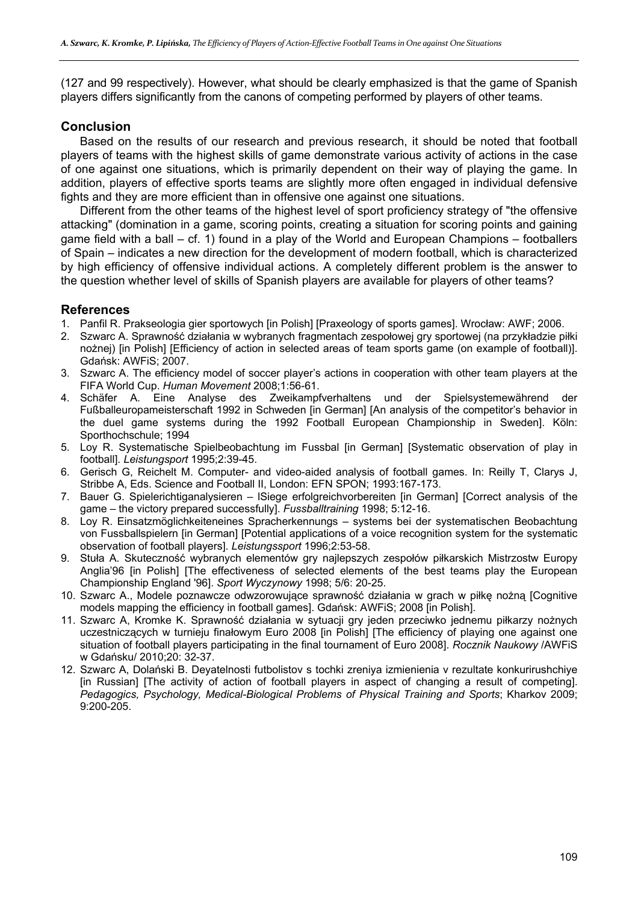(127 and 99 respectively). However, what should be clearly emphasized is that the game of Spanish players differs significantly from the canons of competing performed by players of other teams.

## Conclusion

Based on the results of our research and previous research, it should be noted that football players of teams with the highest skills of game demonstrate various activity of actions in the case of one against one situations, which is primarily dependent on their way of playing the game. In addition, players of effective sports teams are slightly more often engaged in individual defensive fights and they are more efficient than in offensive one against one situations.

Different from the other teams of the highest level of sport proficiency strategy of "the offensive attacking" (domination in a game, scoring points, creating a situation for scoring points and gaining game field with a ball – cf. 1) found in a play of the World and European Champions – footballers of Spain – indicates a new direction for the development of modern football, which is characterized by high efficiency of offensive individual actions. A completely different problem is the answer to the question whether level of skills of Spanish players are available for players of other teams?

## References

1. Panfil R. Prakseologia gier sportowych [in Polish] [Praxeology of sports games]. Wrocław: AWF; 2006.
2. Szwarc A. Sprawność działania w wybranych fragmentach zespołowej gry sportowej (na przykładzie piłki nożnej) [in Polish] [Efficiency of action in selected areas of team sports game (on example of football)]. Gdańsk: AWFiS; 2007.
3. Szwarc A. The efficiency model of soccer player's actions in cooperation with other team players at the FIFA World Cup. *Human Movement* 2008;1:56-61.
4. Schäfer A. Eine Analyse des Zweikampfverhaltens und der Spielsystemewährend der Fußballeuropameisterschaft 1992 in Schweden [in German] [An analysis of the competitor's behavior in the duel game systems during the 1992 Football European Championship in Sweden]. Köln: Sporthochschule; 1994
5. Loy R. Systematische Spielbeobachtung im Fussbal [in German] [Systematic observation of play in football]. *Leistungsport* 1995;2:39-45.
6. Gerisch G, Reichelt M. Computer- and video-aided analysis of football games. In: Reilly T, Clarys J, Stribbe A, Eds. Science and Football II, London: EFN SPON; 1993:167-173.
7. Bauer G. Spielerichtiganalysieren – lSiege erfolgreichvorbereiten [in German] [Correct analysis of the game – the victory prepared successfully]. *Fussballtraining* 1998; 5:12-16.
8. Loy R. Einsatzmöglichkeiteneines Spracherkennungs – systems bei der systematischen Beobachtung von Fussballspielern [in German] [Potential applications of a voice recognition system for the systematic observation of football players]. *Leistungssport* 1996;2:53-58.
9. Stuła A. Skuteczność wybranych elementów gry najlepszych zespołów piłkarskich Mistrzostw Europy Anglia'96 [in Polish] [The effectiveness of selected elements of the best teams play the European Championship England '96]. *Sport Wyczynowy* 1998; 5/6: 20-25.
10. Szwarc A., Modele poznawcze odwzorowujące sprawność działania w grach w piłkę nożną [Cognitive models mapping the efficiency in football games]. Gdańsk: AWFiS; 2008 [in Polish].
11. Szwarc A, Kromke K. Sprawność działania w sytuacji gry jeden przeciwko jednemu piłkarzy nożnych uczestniczących w turnieju finałowym Euro 2008 [in Polish] [The efficiency of playing one against one situation of football players participating in the final tournament of Euro 2008]. *Rocznik Naukowy* /AWFiS w Gdańsku/ 2010;20: 32-37.
12. Szwarc A, Dolański B. Deyatelnosti futbolistov s tochki zreniya izmienienia v rezultate konkurirushchiye [in Russian] [The activity of action of football players in aspect of changing a result of competing]. *Pedagogics, Psychology, Medical-Biological Problems of Physical Training and Sports*; Kharkov 2009; 9:200-205.